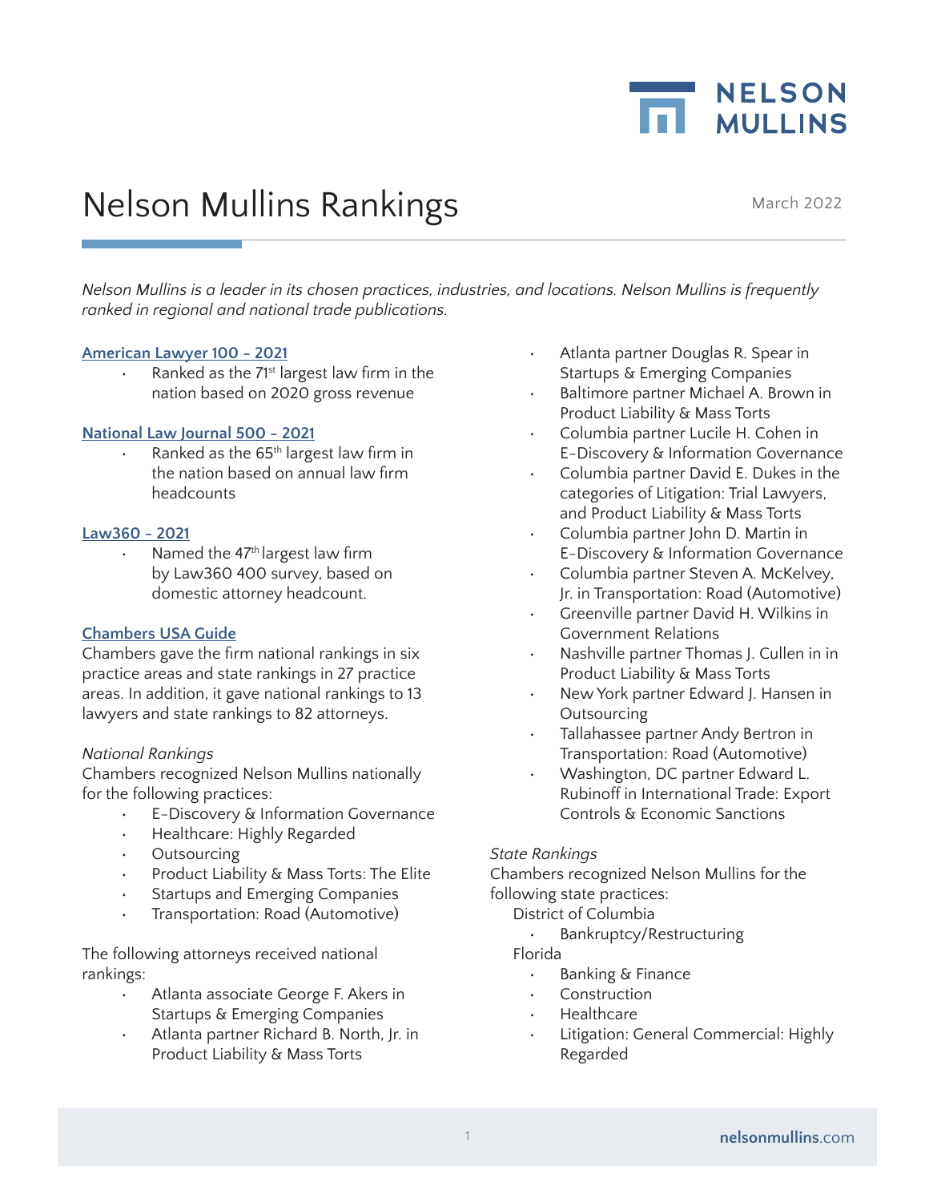# Nelson Mullins Rankings

March 2022

*Nelson Mullins is a leader in its chosen practices, industries, and locations. Nelson Mullins is frequently ranked in regional and national trade publications.*

## American Lawyer 100 – 2021

- Ranked as the 71st largest law firm in the nation based on 2020 gross revenue

## National Law Journal 500 – 2021

- Ranked as the 65th largest law firm in the nation based on annual law firm headcounts

## Law360 – 2021

- Named the 47th largest law firm by Law360 400 survey, based on domestic attorney headcount.

## Chambers USA Guide

Chambers gave the firm national rankings in six practice areas and state rankings in 27 practice areas. In addition, it gave national rankings to 13 lawyers and state rankings to 82 attorneys.

*National Rankings*

Chambers recognized Nelson Mullins nationally for the following practices:

- E-Discovery & Information Governance
- Healthcare: Highly Regarded
- Outsourcing
- Product Liability & Mass Torts: The Elite
- Startups and Emerging Companies
- Transportation: Road (Automotive)

The following attorneys received national rankings:

- Atlanta associate George F. Akers in Startups & Emerging Companies
- Atlanta partner Richard B. North, Jr. in Product Liability & Mass Torts
- Atlanta partner Douglas R. Spear in Startups & Emerging Companies
- Baltimore partner Michael A. Brown in Product Liability & Mass Torts
- Columbia partner Lucile H. Cohen in E-Discovery & Information Governance
- Columbia partner David E. Dukes in the categories of Litigation: Trial Lawyers, and Product Liability & Mass Torts
- Columbia partner John D. Martin in E-Discovery & Information Governance
- Columbia partner Steven A. McKelvey, Jr. in Transportation: Road (Automotive)
- Greenville partner David H. Wilkins in Government Relations
- Nashville partner Thomas J. Cullen in in Product Liability & Mass Torts
- New York partner Edward J. Hansen in Outsourcing
- Tallahassee partner Andy Bertron in Transportation: Road (Automotive)
- Washington, DC partner Edward L. Rubinoff in International Trade: Export Controls & Economic Sanctions

*State Rankings*

Chambers recognized Nelson Mullins for the following state practices:

District of Columbia

- Bankruptcy/Restructuring

Florida

- Banking & Finance
- Construction
- Healthcare
- Litigation: General Commercial: Highly Regarded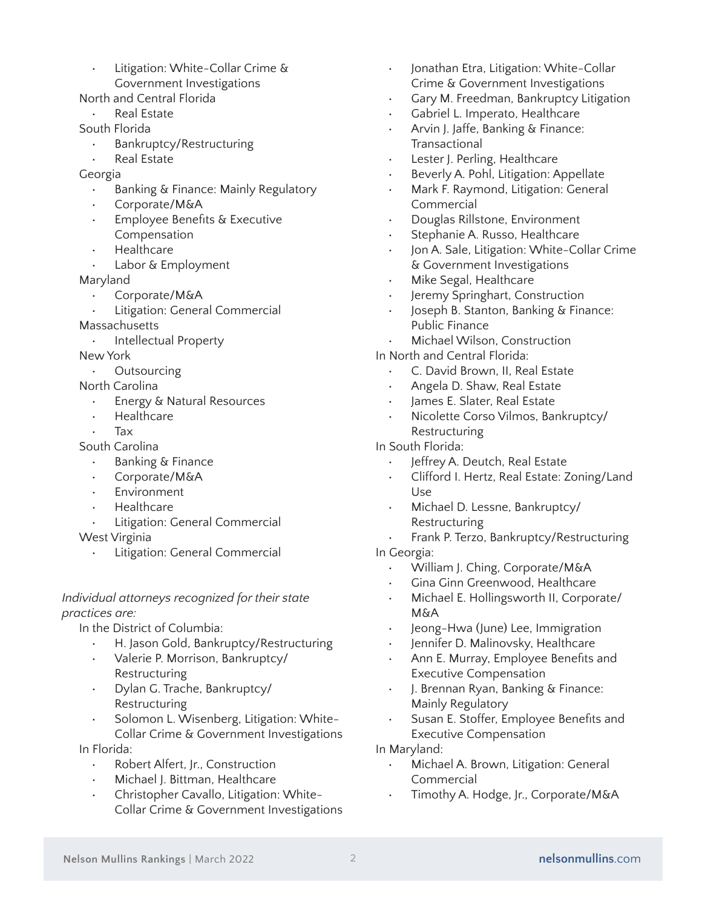- Litigation: White-Collar Crime & Government Investigations

North and Central Florida

- Real Estate

South Florida

- Bankruptcy/Restructuring
- Real Estate

Georgia

- Banking & Finance: Mainly Regulatory
- Corporate/M&A
- Employee Benefits & Executive Compensation
- Healthcare
- Labor & Employment

Maryland

- Corporate/M&A
- Litigation: General Commercial

Massachusetts

- Intellectual Property

New York

- Outsourcing

North Carolina

- Energy & Natural Resources
- Healthcare
- Tax

South Carolina

- Banking & Finance
- Corporate/M&A
- Environment
- Healthcare
- Litigation: General Commercial

West Virginia

- Litigation: General Commercial

*Individual attorneys recognized for their state practices are:*

In the District of Columbia:

- H. Jason Gold, Bankruptcy/Restructuring
- Valerie P. Morrison, Bankruptcy/Restructuring
- Dylan G. Trache, Bankruptcy/Restructuring
- Solomon L. Wisenberg, Litigation: White-Collar Crime & Government Investigations

In Florida:

- Robert Alfert, Jr., Construction
- Michael J. Bittman, Healthcare
- Christopher Cavallo, Litigation: White-Collar Crime & Government Investigations
- Jonathan Etra, Litigation: White-Collar Crime & Government Investigations
- Gary M. Freedman, Bankruptcy Litigation
- Gabriel L. Imperato, Healthcare
- Arvin J. Jaffe, Banking & Finance: Transactional
- Lester J. Perling, Healthcare
- Beverly A. Pohl, Litigation: Appellate
- Mark F. Raymond, Litigation: General Commercial
- Douglas Rillstone, Environment
- Stephanie A. Russo, Healthcare
- Jon A. Sale, Litigation: White-Collar Crime & Government Investigations
- Mike Segal, Healthcare
- Jeremy Springhart, Construction
- Joseph B. Stanton, Banking & Finance: Public Finance
- Michael Wilson, Construction

In North and Central Florida:

- C. David Brown, II, Real Estate
- Angela D. Shaw, Real Estate
- James E. Slater, Real Estate
- Nicolette Corso Vilmos, Bankruptcy/Restructuring

In South Florida:

- Jeffrey A. Deutch, Real Estate
- Clifford I. Hertz, Real Estate: Zoning/Land Use
- Michael D. Lessne, Bankruptcy/Restructuring
- Frank P. Terzo, Bankruptcy/Restructuring

In Georgia:

- William J. Ching, Corporate/M&A
- Gina Ginn Greenwood, Healthcare
- Michael E. Hollingsworth II, Corporate/M&A
- Jeong-Hwa (June) Lee, Immigration
- Jennifer D. Malinovsky, Healthcare
- Ann E. Murray, Employee Benefits and Executive Compensation
- J. Brennan Ryan, Banking & Finance: Mainly Regulatory
- Susan E. Stoffer, Employee Benefits and Executive Compensation

In Maryland:

- Michael A. Brown, Litigation: General Commercial
- Timothy A. Hodge, Jr., Corporate/M&A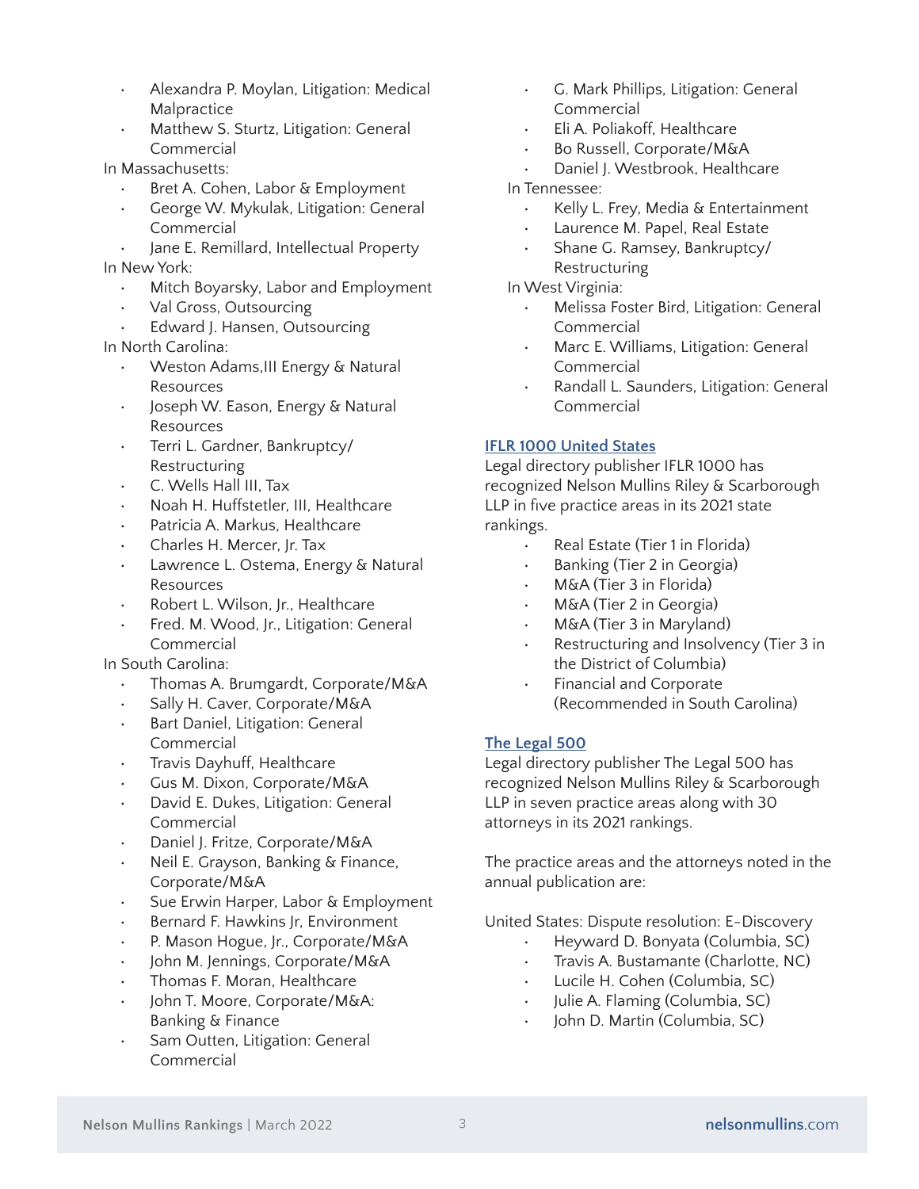- Alexandra P. Moylan, Litigation: Medical Malpractice
- Matthew S. Sturtz, Litigation: General Commercial

In Massachusetts:

- Bret A. Cohen, Labor & Employment
- George W. Mykulak, Litigation: General Commercial
- Jane E. Remillard, Intellectual Property

In New York:

- Mitch Boyarsky, Labor and Employment
- Val Gross, Outsourcing
- Edward J. Hansen, Outsourcing

In North Carolina:

- Weston Adams,III Energy & Natural Resources
- Joseph W. Eason, Energy & Natural Resources
- Terri L. Gardner, Bankruptcy/ Restructuring
- C. Wells Hall III, Tax
- Noah H. Huffstetler, III, Healthcare
- Patricia A. Markus, Healthcare
- Charles H. Mercer, Jr. Tax
- Lawrence L. Ostema, Energy & Natural Resources
- Robert L. Wilson, Jr., Healthcare
- Fred. M. Wood, Jr., Litigation: General Commercial

In South Carolina:

- Thomas A. Brumgardt, Corporate/M&A
- Sally H. Caver, Corporate/M&A
- Bart Daniel, Litigation: General Commercial
- Travis Dayhuff, Healthcare
- Gus M. Dixon, Corporate/M&A
- David E. Dukes, Litigation: General Commercial
- Daniel J. Fritze, Corporate/M&A
- Neil E. Grayson, Banking & Finance, Corporate/M&A
- Sue Erwin Harper, Labor & Employment
- Bernard F. Hawkins Jr, Environment
- P. Mason Hogue, Jr., Corporate/M&A
- John M. Jennings, Corporate/M&A
- Thomas F. Moran, Healthcare
- John T. Moore, Corporate/M&A: Banking & Finance
- Sam Outten, Litigation: General Commercial
- G. Mark Phillips, Litigation: General Commercial
- Eli A. Poliakoff, Healthcare
- Bo Russell, Corporate/M&A
- Daniel J. Westbrook, Healthcare

In Tennessee:

- Kelly L. Frey, Media & Entertainment
- Laurence M. Papel, Real Estate
- Shane G. Ramsey, Bankruptcy/ Restructuring

In West Virginia:

- Melissa Foster Bird, Litigation: General Commercial
- Marc E. Williams, Litigation: General Commercial
- Randall L. Saunders, Litigation: General Commercial

**IFLR 1000 United States**

Legal directory publisher IFLR 1000 has recognized Nelson Mullins Riley & Scarborough LLP in five practice areas in its 2021 state rankings.

- Real Estate (Tier 1 in Florida)
- Banking (Tier 2 in Georgia)
- M&A (Tier 3 in Florida)
- M&A (Tier 2 in Georgia)
- M&A (Tier 3 in Maryland)
- Restructuring and Insolvency (Tier 3 in the District of Columbia)
- Financial and Corporate (Recommended in South Carolina)

**The Legal 500**

Legal directory publisher The Legal 500 has recognized Nelson Mullins Riley & Scarborough LLP in seven practice areas along with 30 attorneys in its 2021 rankings.

The practice areas and the attorneys noted in the annual publication are:

United States: Dispute resolution: E-Discovery

- Heyward D. Bonyata (Columbia, SC)
- Travis A. Bustamante (Charlotte, NC)
- Lucile H. Cohen (Columbia, SC)
- Julie A. Flaming (Columbia, SC)
- John D. Martin (Columbia, SC)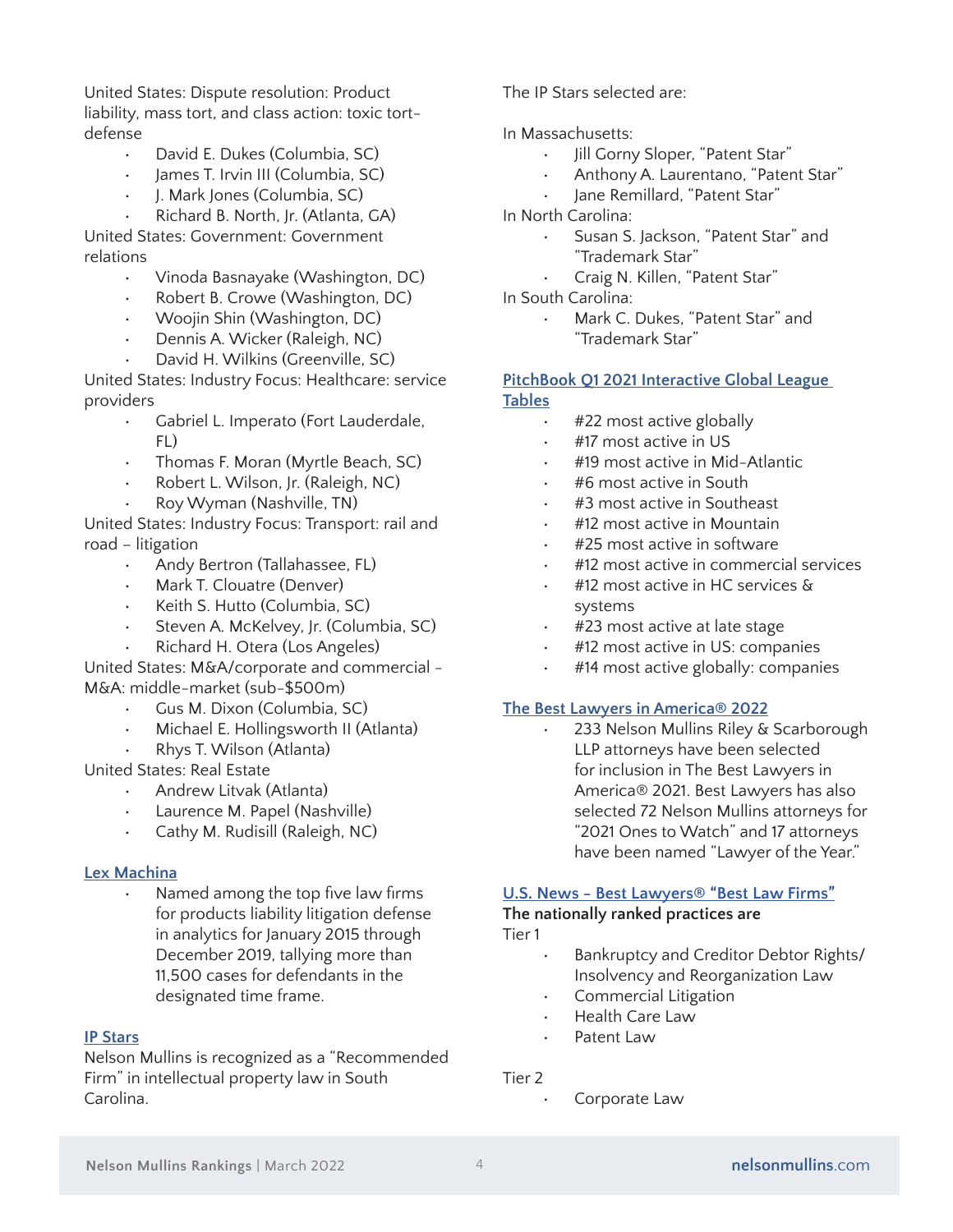United States: Dispute resolution: Product liability, mass tort, and class action: toxic tort-defense

- David E. Dukes (Columbia, SC)
- James T. Irvin III (Columbia, SC)
- J. Mark Jones (Columbia, SC)
- Richard B. North, Jr. (Atlanta, GA)

United States: Government: Government relations

- Vinoda Basnayake (Washington, DC)
- Robert B. Crowe (Washington, DC)
- Woojin Shin (Washington, DC)
- Dennis A. Wicker (Raleigh, NC)
- David H. Wilkins (Greenville, SC)

United States: Industry Focus: Healthcare: service providers

- Gabriel L. Imperato (Fort Lauderdale, FL)
- Thomas F. Moran (Myrtle Beach, SC)
- Robert L. Wilson, Jr. (Raleigh, NC)
- Roy Wyman (Nashville, TN)

United States: Industry Focus: Transport: rail and road – litigation

- Andy Bertron (Tallahassee, FL)
- Mark T. Clouatre (Denver)
- Keith S. Hutto (Columbia, SC)
- Steven A. McKelvey, Jr. (Columbia, SC)
- Richard H. Otera (Los Angeles)

United States: M&A/corporate and commercial - M&A: middle-market (sub-$500m)

- Gus M. Dixon (Columbia, SC)
- Michael E. Hollingsworth II (Atlanta)
- Rhys T. Wilson (Atlanta)

United States: Real Estate

- Andrew Litvak (Atlanta)
- Laurence M. Papel (Nashville)
- Cathy M. Rudisill (Raleigh, NC)

## Lex Machina

- Named among the top five law firms for products liability litigation defense in analytics for January 2015 through December 2019, tallying more than 11,500 cases for defendants in the designated time frame.

## IP Stars

Nelson Mullins is recognized as a "Recommended Firm" in intellectual property law in South Carolina.

The IP Stars selected are:

In Massachusetts:

- Jill Gorny Sloper, "Patent Star"
- Anthony A. Laurentano, "Patent Star"
- Jane Remillard, "Patent Star"

In North Carolina:

- Susan S. Jackson, "Patent Star" and "Trademark Star"
- Craig N. Killen, "Patent Star"

In South Carolina:

- Mark C. Dukes, "Patent Star" and "Trademark Star"

## PitchBook Q1 2021 Interactive Global League Tables

- #22 most active globally
- #17 most active in US
- #19 most active in Mid-Atlantic
- #6 most active in South
- #3 most active in Southeast
- #12 most active in Mountain
- #25 most active in software
- #12 most active in commercial services
- #12 most active in HC services & systems
- #23 most active at late stage
- #12 most active in US: companies
- #14 most active globally: companies

## The Best Lawyers in America® 2022

- 233 Nelson Mullins Riley & Scarborough LLP attorneys have been selected for inclusion in The Best Lawyers in America® 2021. Best Lawyers has also selected 72 Nelson Mullins attorneys for "2021 Ones to Watch" and 17 attorneys have been named "Lawyer of the Year."

## U.S. News - Best Lawyers® "Best Law Firms"

**The nationally ranked practices are**

Tier 1

- Bankruptcy and Creditor Debtor Rights/ Insolvency and Reorganization Law
- Commercial Litigation
- Health Care Law
- Patent Law

Tier 2

- Corporate Law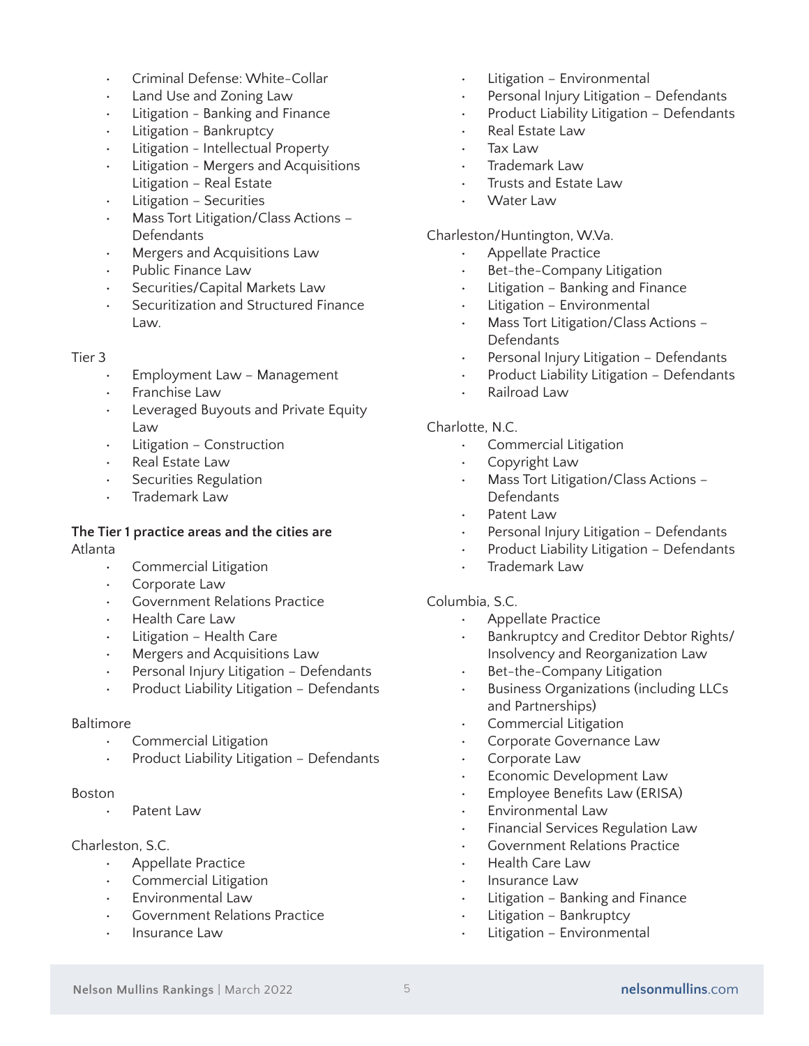- Criminal Defense: White-Collar
- Land Use and Zoning Law
- Litigation - Banking and Finance
- Litigation - Bankruptcy
- Litigation - Intellectual Property
- Litigation - Mergers and Acquisitions
  Litigation – Real Estate
- Litigation – Securities
- Mass Tort Litigation/Class Actions – Defendants
- Mergers and Acquisitions Law
- Public Finance Law
- Securities/Capital Markets Law
- Securitization and Structured Finance Law.

Tier 3

- Employment Law – Management
- Franchise Law
- Leveraged Buyouts and Private Equity Law
- Litigation – Construction
- Real Estate Law
- Securities Regulation
- Trademark Law

**The Tier 1 practice areas and the cities are**

Atlanta

- Commercial Litigation
- Corporate Law
- Government Relations Practice
- Health Care Law
- Litigation – Health Care
- Mergers and Acquisitions Law
- Personal Injury Litigation – Defendants
- Product Liability Litigation – Defendants

Baltimore

- Commercial Litigation
- Product Liability Litigation – Defendants

Boston

- Patent Law

Charleston, S.C.

- Appellate Practice
- Commercial Litigation
- Environmental Law
- Government Relations Practice
- Insurance Law
- Litigation – Environmental
- Personal Injury Litigation – Defendants
- Product Liability Litigation – Defendants
- Real Estate Law
- Tax Law
- Trademark Law
- Trusts and Estate Law
- Water Law

Charleston/Huntington, W.Va.

- Appellate Practice
- Bet-the-Company Litigation
- Litigation – Banking and Finance
- Litigation – Environmental
- Mass Tort Litigation/Class Actions – Defendants
- Personal Injury Litigation – Defendants
- Product Liability Litigation – Defendants
- Railroad Law

Charlotte, N.C.

- Commercial Litigation
- Copyright Law
- Mass Tort Litigation/Class Actions – Defendants
- Patent Law
- Personal Injury Litigation – Defendants
- Product Liability Litigation – Defendants
- Trademark Law

Columbia, S.C.

- Appellate Practice
- Bankruptcy and Creditor Debtor Rights/ Insolvency and Reorganization Law
- Bet-the-Company Litigation
- Business Organizations (including LLCs and Partnerships)
- Commercial Litigation
- Corporate Governance Law
- Corporate Law
- Economic Development Law
- Employee Benefits Law (ERISA)
- Environmental Law
- Financial Services Regulation Law
- Government Relations Practice
- Health Care Law
- Insurance Law
- Litigation – Banking and Finance
- Litigation – Bankruptcy
- Litigation – Environmental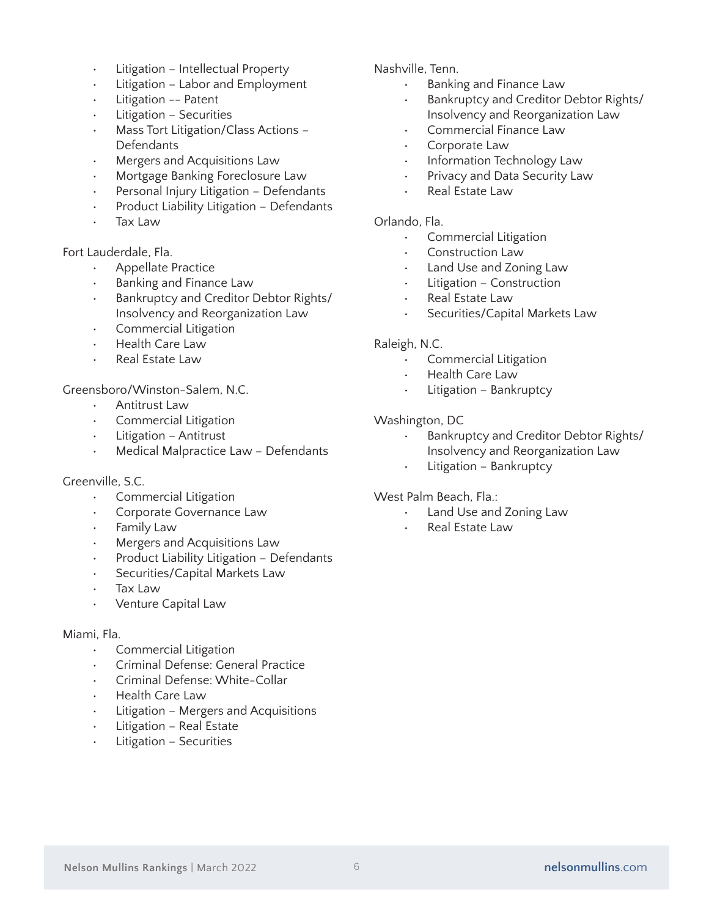- Litigation – Intellectual Property
- Litigation – Labor and Employment
- Litigation -- Patent
- Litigation – Securities
- Mass Tort Litigation/Class Actions – Defendants
- Mergers and Acquisitions Law
- Mortgage Banking Foreclosure Law
- Personal Injury Litigation – Defendants
- Product Liability Litigation – Defendants
- Tax Law

Fort Lauderdale, Fla.

- Appellate Practice
- Banking and Finance Law
- Bankruptcy and Creditor Debtor Rights/ Insolvency and Reorganization Law
- Commercial Litigation
- Health Care Law
- Real Estate Law

Greensboro/Winston-Salem, N.C.

- Antitrust Law
- Commercial Litigation
- Litigation – Antitrust
- Medical Malpractice Law – Defendants

Greenville, S.C.

- Commercial Litigation
- Corporate Governance Law
- Family Law
- Mergers and Acquisitions Law
- Product Liability Litigation – Defendants
- Securities/Capital Markets Law
- Tax Law
- Venture Capital Law

Miami, Fla.

- Commercial Litigation
- Criminal Defense: General Practice
- Criminal Defense: White-Collar
- Health Care Law
- Litigation – Mergers and Acquisitions
- Litigation – Real Estate
- Litigation – Securities

Nashville, Tenn.

- Banking and Finance Law
- Bankruptcy and Creditor Debtor Rights/ Insolvency and Reorganization Law
- Commercial Finance Law
- Corporate Law
- Information Technology Law
- Privacy and Data Security Law
- Real Estate Law

Orlando, Fla.

- Commercial Litigation
- Construction Law
- Land Use and Zoning Law
- Litigation – Construction
- Real Estate Law
- Securities/Capital Markets Law

Raleigh, N.C.

- Commercial Litigation
- Health Care Law
- Litigation – Bankruptcy

Washington, DC

- Bankruptcy and Creditor Debtor Rights/ Insolvency and Reorganization Law
- Litigation – Bankruptcy

West Palm Beach, Fla.:

- Land Use and Zoning Law
- Real Estate Law